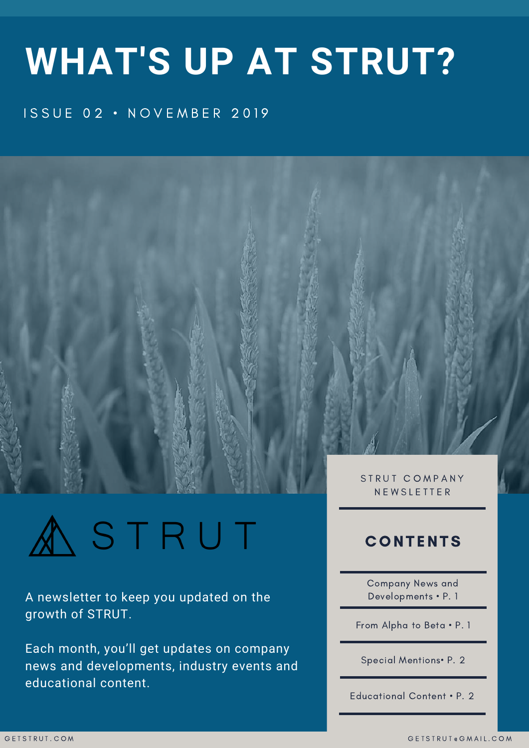# WHAT'S UP AT STRUT?

ISSUE 02 • NOVEMBER 2019

STRUT

A newsletter to keep you updated on the growth of STRUT.

Each month, you'll get updates on company news and developments, industry events and educational content.

STRUT COMPANY NEWSLETTER

## CONTENTS

- Company News and Developments • P. 1
- From Alpha to Beta • P. 1
- Special Mentions• P. 2
- Educational Content • P. 2

GETSTRUT.COM

GETSTRUT@GMAIL.COM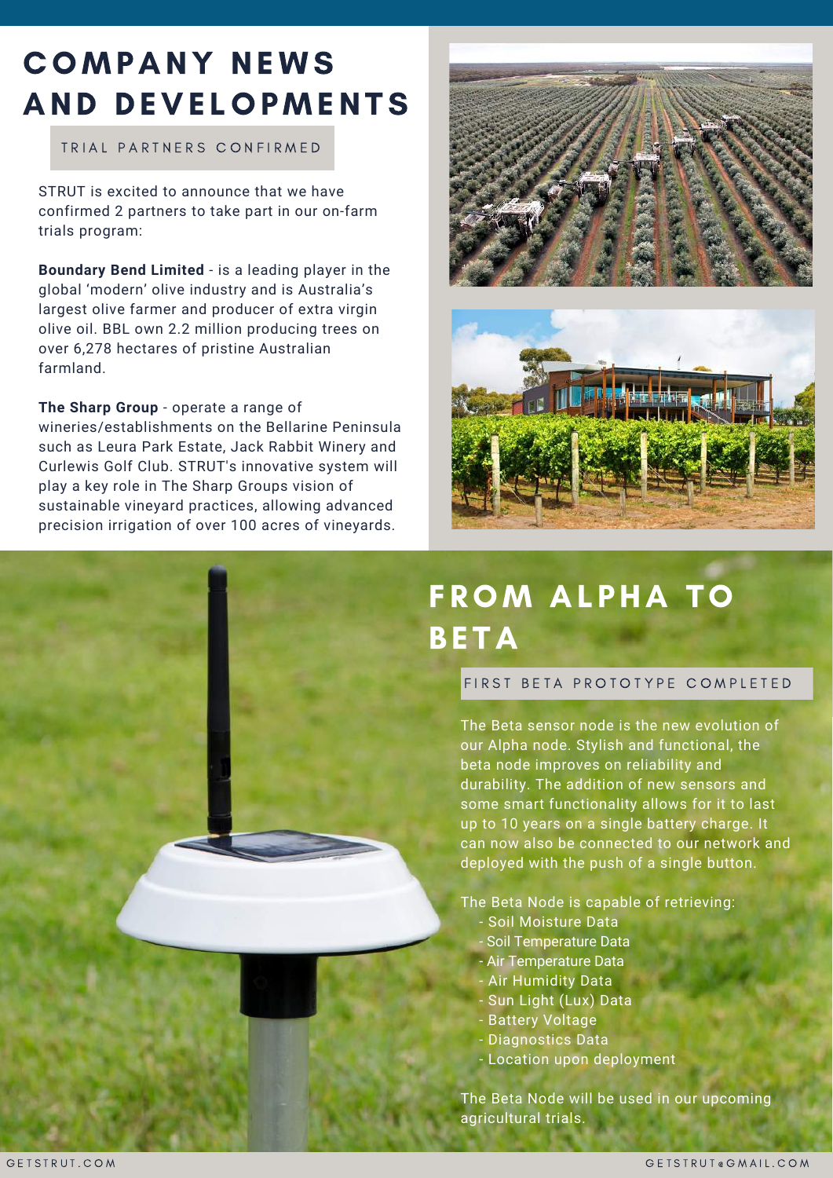# COMPANY NEWS AND DEVELOPMENTS

## TRIAL PARTNERS CONFIRMED

STRUT is excited to announce that we have confirmed 2 partners to take part in our on-farm trials program:

**Boundary Bend Limited** - is a leading player in the global 'modern' olive industry and is Australia's largest olive farmer and producer of extra virgin olive oil. BBL own 2.2 million producing trees on over 6,278 hectares of pristine Australian farmland.

**The Sharp Group** - operate a range of wineries/establishments on the Bellarine Peninsula such as Leura Park Estate, Jack Rabbit Winery and Curlewis Golf Club. STRUT's innovative system will play a key role in The Sharp Groups vision of sustainable vineyard practices, allowing advanced precision irrigation of over 100 acres of vineyards.

# FROM ALPHA TO BETA

## FIRST BETA PROTOTYPE COMPLETED

The Beta sensor node is the new evolution of our Alpha node. Stylish and functional, the beta node improves on reliability and durability. The addition of new sensors and some smart functionality allows for it to last up to 10 years on a single battery charge. It can now also be connected to our network and deployed with the push of a single button.

The Beta Node is capable of retrieving:

- Soil Moisture Data
- Soil Temperature Data
- Air Temperature Data
- Air Humidity Data
- Sun Light (Lux) Data
- Battery Voltage
- Diagnostics Data
- Location upon deployment

The Beta Node will be used in our upcoming agricultural trials.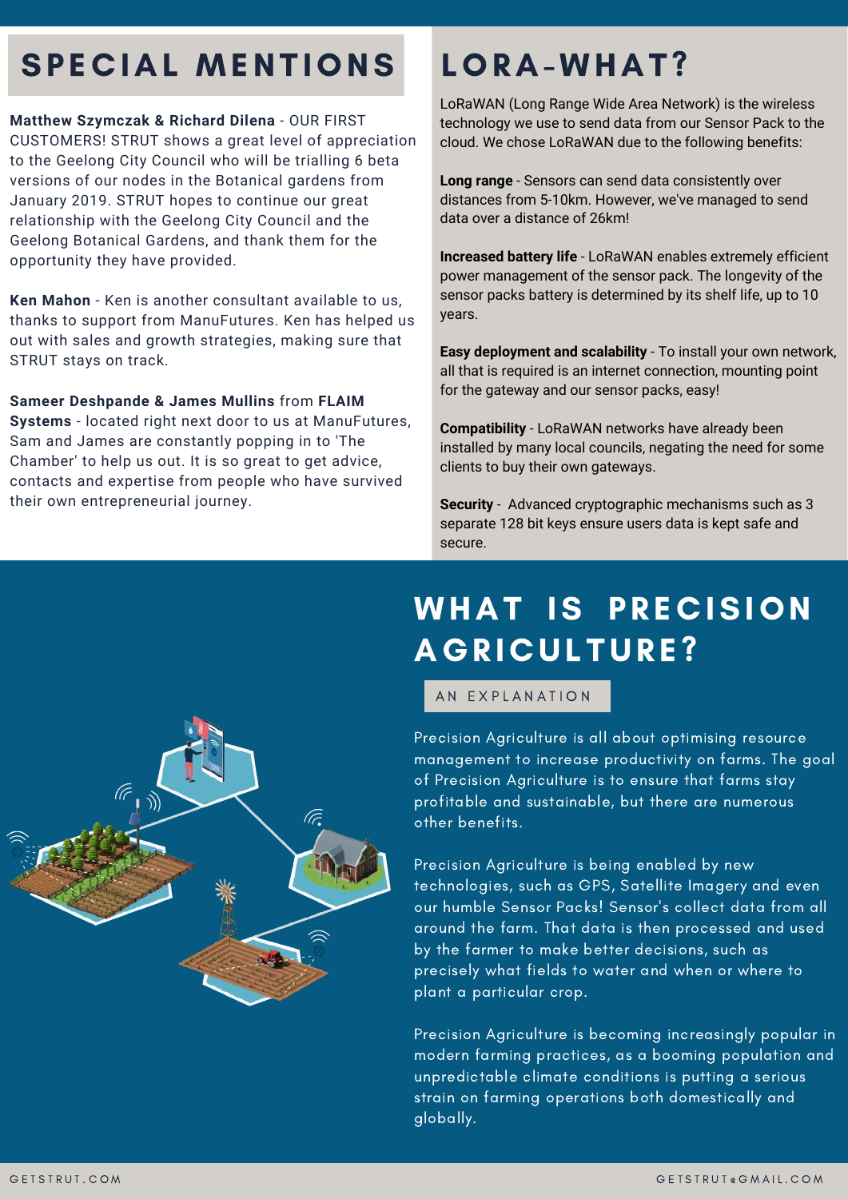# SPECIAL MENTIONS

**Matthew Szymczak & Richard Dilena** - OUR FIRST CUSTOMERS! STRUT shows a great level of appreciation to the Geelong City Council who will be trialling 6 beta versions of our nodes in the Botanical gardens from January 2019. STRUT hopes to continue our great relationship with the Geelong City Council and the Geelong Botanical Gardens, and thank them for the opportunity they have provided.

**Ken Mahon** - Ken is another consultant available to us, thanks to support from ManuFutures. Ken has helped us out with sales and growth strategies, making sure that STRUT stays on track.

**Sameer Deshpande & James Mullins** from **FLAIM Systems** - located right next door to us at ManuFutures, Sam and James are constantly popping in to 'The Chamber' to help us out. It is so great to get advice, contacts and expertise from people who have survived their own entrepreneurial journey.

# LORA-WHAT?

LoRaWAN (Long Range Wide Area Network) is the wireless technology we use to send data from our Sensor Pack to the cloud. We chose LoRaWAN due to the following benefits:

**Long range** - Sensors can send data consistently over distances from 5-10km. However, we've managed to send data over a distance of 26km!

**Increased battery life** - LoRaWAN enables extremely efficient power management of the sensor pack. The longevity of the sensor packs battery is determined by its shelf life, up to 10 years.

**Easy deployment and scalability** - To install your own network, all that is required is an internet connection, mounting point for the gateway and our sensor packs, easy!

**Compatibility** - LoRaWAN networks have already been installed by many local councils, negating the need for some clients to buy their own gateways.

**Security** - Advanced cryptographic mechanisms such as 3 separate 128 bit keys ensure users data is kept safe and secure.

# WHAT IS PRECISION AGRICULTURE?

## AN EXPLANATION

Precision Agriculture is all about optimising resource management to increase productivity on farms. The goal of Precision Agriculture is to ensure that farms stay profitable and sustainable, but there are numerous other benefits.

Precision Agriculture is being enabled by new technologies, such as GPS, Satellite Imagery and even our humble Sensor Packs! Sensor's collect data from all around the farm. That data is then processed and used by the farmer to make better decisions, such as precisely what fields to water and when or where to plant a particular crop.

Precision Agriculture is becoming increasingly popular in modern farming practices, as a booming population and unpredictable climate conditions is putting a serious strain on farming operations both domestically and globally.

GETSTRUT.COM

GETSTRUT@GMAIL.COM